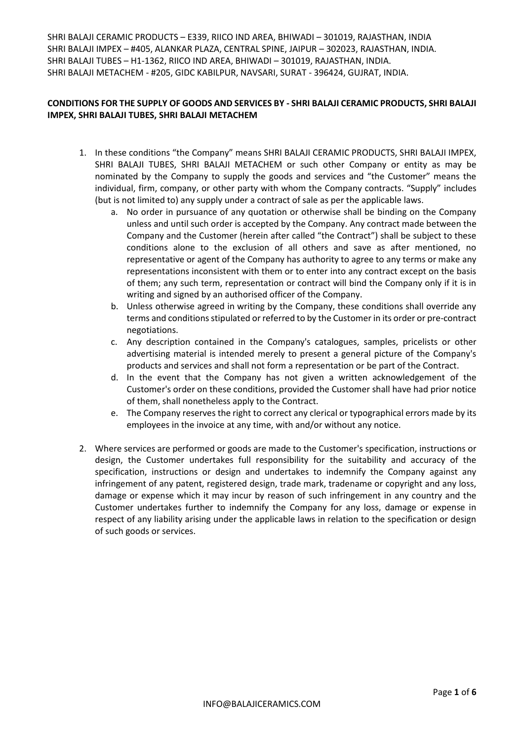SHRI BALAJI CERAMIC PRODUCTS – E339, RIICO IND AREA, BHIWADI – 301019, RAJASTHAN, INDIA
SHRI BALAJI IMPEX – #405, ALANKAR PLAZA, CENTRAL SPINE, JAIPUR – 302023, RAJASTHAN, INDIA.
SHRI BALAJI TUBES – H1-1362, RIICO IND AREA, BHIWADI – 301019, RAJASTHAN, INDIA.
SHRI BALAJI METACHEM - #205, GIDC KABILPUR, NAVSARI, SURAT - 396424, GUJRAT, INDIA.

**CONDITIONS FOR THE SUPPLY OF GOODS AND SERVICES BY - SHRI BALAJI CERAMIC PRODUCTS, SHRI BALAJI IMPEX, SHRI BALAJI TUBES, SHRI BALAJI METACHEM**

1. In these conditions "the Company" means SHRI BALAJI CERAMIC PRODUCTS, SHRI BALAJI IMPEX, SHRI BALAJI TUBES, SHRI BALAJI METACHEM or such other Company or entity as may be nominated by the Company to supply the goods and services and "the Customer" means the individual, firm, company, or other party with whom the Company contracts. "Supply" includes (but is not limited to) any supply under a contract of sale as per the applicable laws.
   a. No order in pursuance of any quotation or otherwise shall be binding on the Company unless and until such order is accepted by the Company. Any contract made between the Company and the Customer (herein after called "the Contract") shall be subject to these conditions alone to the exclusion of all others and save as after mentioned, no representative or agent of the Company has authority to agree to any terms or make any representations inconsistent with them or to enter into any contract except on the basis of them; any such term, representation or contract will bind the Company only if it is in writing and signed by an authorised officer of the Company.
   b. Unless otherwise agreed in writing by the Company, these conditions shall override any terms and conditions stipulated or referred to by the Customer in its order or pre-contract negotiations.
   c. Any description contained in the Company's catalogues, samples, pricelists or other advertising material is intended merely to present a general picture of the Company's products and services and shall not form a representation or be part of the Contract.
   d. In the event that the Company has not given a written acknowledgement of the Customer's order on these conditions, provided the Customer shall have had prior notice of them, shall nonetheless apply to the Contract.
   e. The Company reserves the right to correct any clerical or typographical errors made by its employees in the invoice at any time, with and/or without any notice.

2. Where services are performed or goods are made to the Customer's specification, instructions or design, the Customer undertakes full responsibility for the suitability and accuracy of the specification, instructions or design and undertakes to indemnify the Company against any infringement of any patent, registered design, trade mark, tradename or copyright and any loss, damage or expense which it may incur by reason of such infringement in any country and the Customer undertakes further to indemnify the Company for any loss, damage or expense in respect of any liability arising under the applicable laws in relation to the specification or design of such goods or services.

INFO@BALAJICERAMICS.COM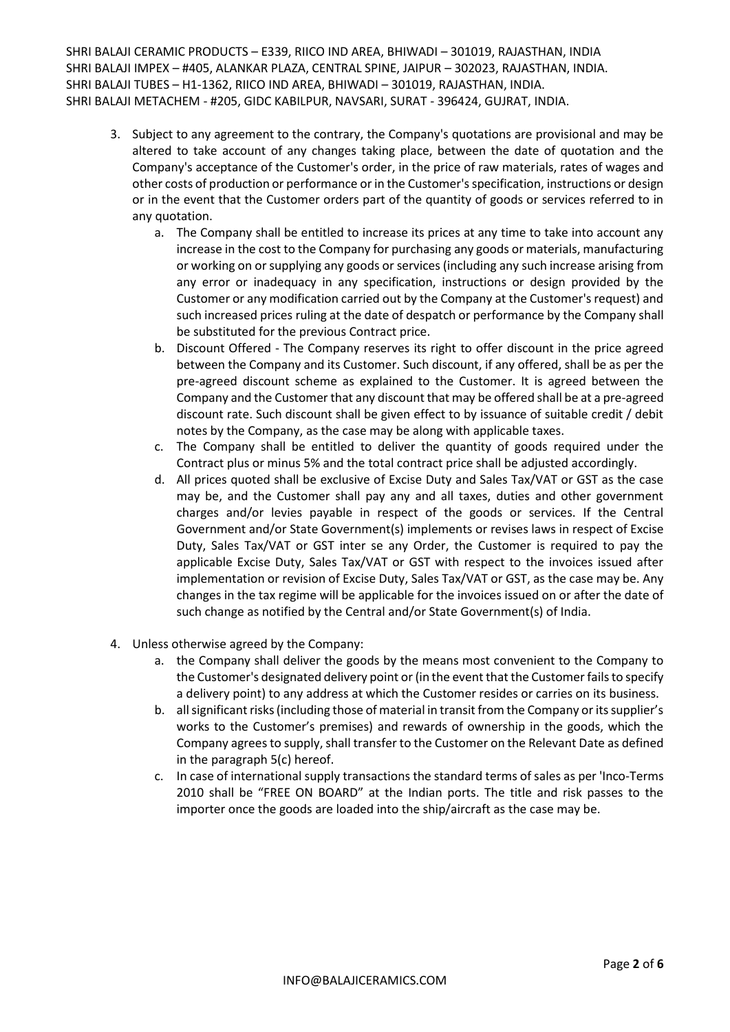3. Subject to any agreement to the contrary, the Company's quotations are provisional and may be altered to take account of any changes taking place, between the date of quotation and the Company's acceptance of the Customer's order, in the price of raw materials, rates of wages and other costs of production or performance or in the Customer's specification, instructions or design or in the event that the Customer orders part of the quantity of goods or services referred to in any quotation.
   a. The Company shall be entitled to increase its prices at any time to take into account any increase in the cost to the Company for purchasing any goods or materials, manufacturing or working on or supplying any goods or services (including any such increase arising from any error or inadequacy in any specification, instructions or design provided by the Customer or any modification carried out by the Company at the Customer's request) and such increased prices ruling at the date of despatch or performance by the Company shall be substituted for the previous Contract price.
   b. Discount Offered - The Company reserves its right to offer discount in the price agreed between the Company and its Customer. Such discount, if any offered, shall be as per the pre-agreed discount scheme as explained to the Customer. It is agreed between the Company and the Customer that any discount that may be offered shall be at a pre-agreed discount rate. Such discount shall be given effect to by issuance of suitable credit / debit notes by the Company, as the case may be along with applicable taxes.
   c. The Company shall be entitled to deliver the quantity of goods required under the Contract plus or minus 5% and the total contract price shall be adjusted accordingly.
   d. All prices quoted shall be exclusive of Excise Duty and Sales Tax/VAT or GST as the case may be, and the Customer shall pay any and all taxes, duties and other government charges and/or levies payable in respect of the goods or services. If the Central Government and/or State Government(s) implements or revises laws in respect of Excise Duty, Sales Tax/VAT or GST inter se any Order, the Customer is required to pay the applicable Excise Duty, Sales Tax/VAT or GST with respect to the invoices issued after implementation or revision of Excise Duty, Sales Tax/VAT or GST, as the case may be. Any changes in the tax regime will be applicable for the invoices issued on or after the date of such change as notified by the Central and/or State Government(s) of India.

4. Unless otherwise agreed by the Company:
   a. the Company shall deliver the goods by the means most convenient to the Company to the Customer's designated delivery point or (in the event that the Customer fails to specify a delivery point) to any address at which the Customer resides or carries on its business.
   b. all significant risks (including those of material in transit from the Company or its supplier's works to the Customer's premises) and rewards of ownership in the goods, which the Company agrees to supply, shall transfer to the Customer on the Relevant Date as defined in the paragraph 5(c) hereof.
   c. In case of international supply transactions the standard terms of sales as per 'Inco-Terms 2010 shall be "FREE ON BOARD" at the Indian ports. The title and risk passes to the importer once the goods are loaded into the ship/aircraft as the case may be.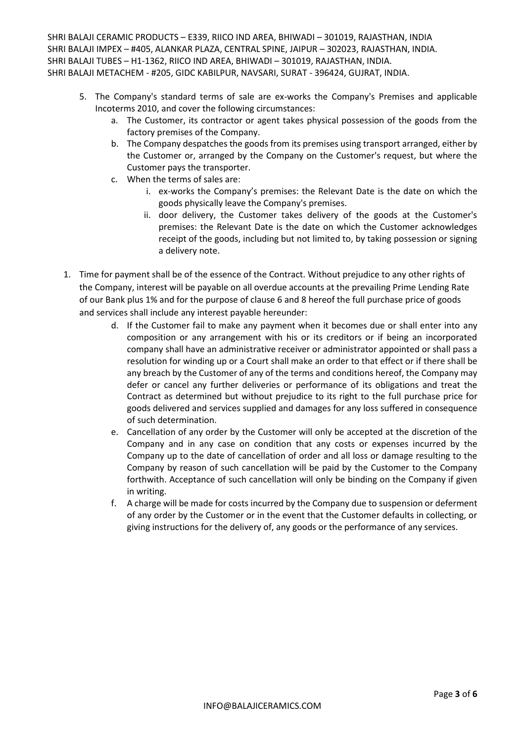5. The Company's standard terms of sale are ex-works the Company's Premises and applicable Incoterms 2010, and cover the following circumstances:
   a. The Customer, its contractor or agent takes physical possession of the goods from the factory premises of the Company.
   b. The Company despatches the goods from its premises using transport arranged, either by the Customer or, arranged by the Company on the Customer's request, but where the Customer pays the transporter.
   c. When the terms of sales are:
      i. ex-works the Company's premises: the Relevant Date is the date on which the goods physically leave the Company's premises.
      ii. door delivery, the Customer takes delivery of the goods at the Customer's premises: the Relevant Date is the date on which the Customer acknowledges receipt of the goods, including but not limited to, by taking possession or signing a delivery note.

1. Time for payment shall be of the essence of the Contract. Without prejudice to any other rights of the Company, interest will be payable on all overdue accounts at the prevailing Prime Lending Rate of our Bank plus 1% and for the purpose of clause 6 and 8 hereof the full purchase price of goods and services shall include any interest payable hereunder:
   d. If the Customer fail to make any payment when it becomes due or shall enter into any composition or any arrangement with his or its creditors or if being an incorporated company shall have an administrative receiver or administrator appointed or shall pass a resolution for winding up or a Court shall make an order to that effect or if there shall be any breach by the Customer of any of the terms and conditions hereof, the Company may defer or cancel any further deliveries or performance of its obligations and treat the Contract as determined but without prejudice to its right to the full purchase price for goods delivered and services supplied and damages for any loss suffered in consequence of such determination.
   e. Cancellation of any order by the Customer will only be accepted at the discretion of the Company and in any case on condition that any costs or expenses incurred by the Company up to the date of cancellation of order and all loss or damage resulting to the Company by reason of such cancellation will be paid by the Customer to the Company forthwith. Acceptance of such cancellation will only be binding on the Company if given in writing.
   f. A charge will be made for costs incurred by the Company due to suspension or deferment of any order by the Customer or in the event that the Customer defaults in collecting, or giving instructions for the delivery of, any goods or the performance of any services.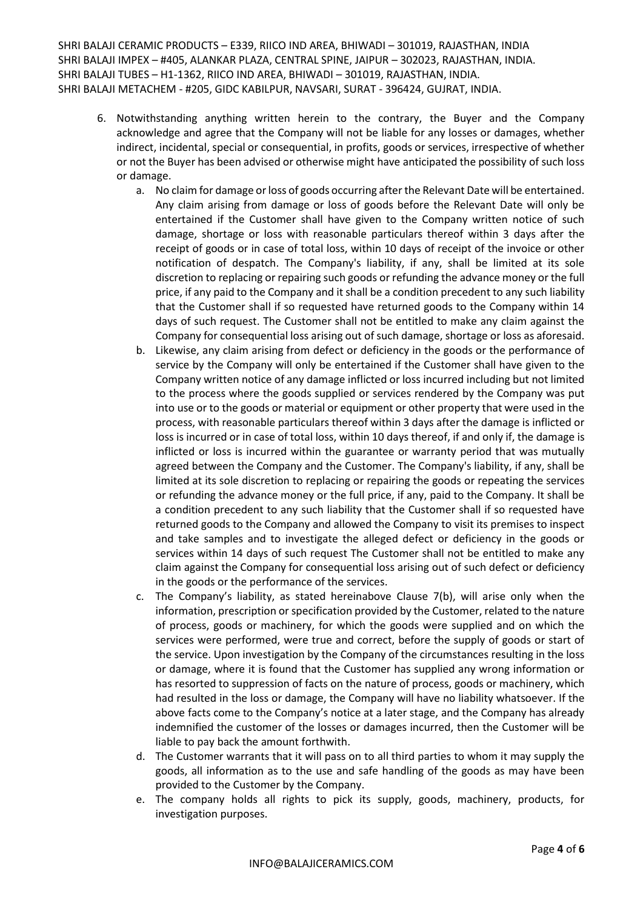6. Notwithstanding anything written herein to the contrary, the Buyer and the Company acknowledge and agree that the Company will not be liable for any losses or damages, whether indirect, incidental, special or consequential, in profits, goods or services, irrespective of whether or not the Buyer has been advised or otherwise might have anticipated the possibility of such loss or damage.
   a. No claim for damage or loss of goods occurring after the Relevant Date will be entertained. Any claim arising from damage or loss of goods before the Relevant Date will only be entertained if the Customer shall have given to the Company written notice of such damage, shortage or loss with reasonable particulars thereof within 3 days after the receipt of goods or in case of total loss, within 10 days of receipt of the invoice or other notification of despatch. The Company's liability, if any, shall be limited at its sole discretion to replacing or repairing such goods or refunding the advance money or the full price, if any paid to the Company and it shall be a condition precedent to any such liability that the Customer shall if so requested have returned goods to the Company within 14 days of such request. The Customer shall not be entitled to make any claim against the Company for consequential loss arising out of such damage, shortage or loss as aforesaid.
   b. Likewise, any claim arising from defect or deficiency in the goods or the performance of service by the Company will only be entertained if the Customer shall have given to the Company written notice of any damage inflicted or loss incurred including but not limited to the process where the goods supplied or services rendered by the Company was put into use or to the goods or material or equipment or other property that were used in the process, with reasonable particulars thereof within 3 days after the damage is inflicted or loss is incurred or in case of total loss, within 10 days thereof, if and only if, the damage is inflicted or loss is incurred within the guarantee or warranty period that was mutually agreed between the Company and the Customer. The Company's liability, if any, shall be limited at its sole discretion to replacing or repairing the goods or repeating the services or refunding the advance money or the full price, if any, paid to the Company. It shall be a condition precedent to any such liability that the Customer shall if so requested have returned goods to the Company and allowed the Company to visit its premises to inspect and take samples and to investigate the alleged defect or deficiency in the goods or services within 14 days of such request The Customer shall not be entitled to make any claim against the Company for consequential loss arising out of such defect or deficiency in the goods or the performance of the services.
   c. The Company's liability, as stated hereinabove Clause 7(b), will arise only when the information, prescription or specification provided by the Customer, related to the nature of process, goods or machinery, for which the goods were supplied and on which the services were performed, were true and correct, before the supply of goods or start of the service. Upon investigation by the Company of the circumstances resulting in the loss or damage, where it is found that the Customer has supplied any wrong information or has resorted to suppression of facts on the nature of process, goods or machinery, which had resulted in the loss or damage, the Company will have no liability whatsoever. If the above facts come to the Company's notice at a later stage, and the Company has already indemnified the customer of the losses or damages incurred, then the Customer will be liable to pay back the amount forthwith.
   d. The Customer warrants that it will pass on to all third parties to whom it may supply the goods, all information as to the use and safe handling of the goods as may have been provided to the Customer by the Company.
   e. The company holds all rights to pick its supply, goods, machinery, products, for investigation purposes.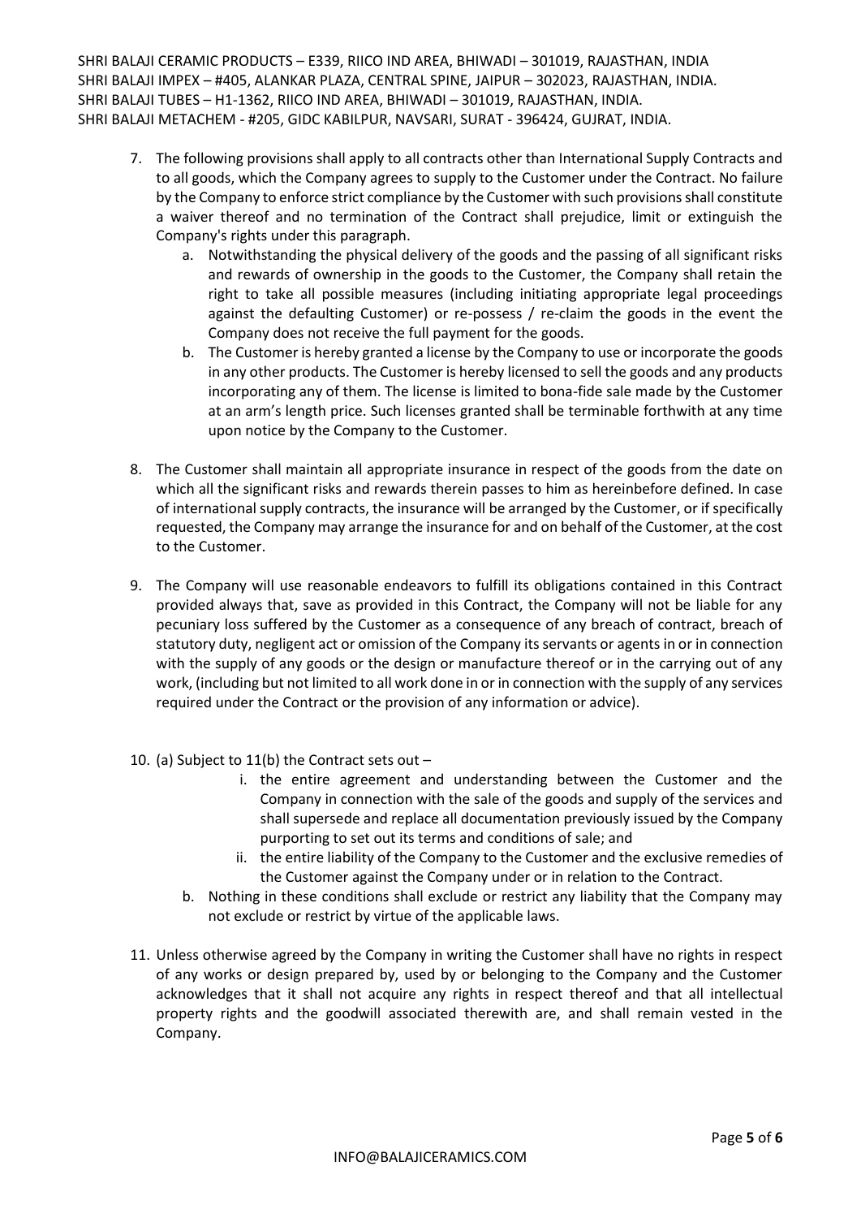7. The following provisions shall apply to all contracts other than International Supply Contracts and to all goods, which the Company agrees to supply to the Customer under the Contract. No failure by the Company to enforce strict compliance by the Customer with such provisions shall constitute a waiver thereof and no termination of the Contract shall prejudice, limit or extinguish the Company's rights under this paragraph.
   a. Notwithstanding the physical delivery of the goods and the passing of all significant risks and rewards of ownership in the goods to the Customer, the Company shall retain the right to take all possible measures (including initiating appropriate legal proceedings against the defaulting Customer) or re-possess / re-claim the goods in the event the Company does not receive the full payment for the goods.
   b. The Customer is hereby granted a license by the Company to use or incorporate the goods in any other products. The Customer is hereby licensed to sell the goods and any products incorporating any of them. The license is limited to bona-fide sale made by the Customer at an arm's length price. Such licenses granted shall be terminable forthwith at any time upon notice by the Company to the Customer.

8. The Customer shall maintain all appropriate insurance in respect of the goods from the date on which all the significant risks and rewards therein passes to him as hereinbefore defined. In case of international supply contracts, the insurance will be arranged by the Customer, or if specifically requested, the Company may arrange the insurance for and on behalf of the Customer, at the cost to the Customer.

9. The Company will use reasonable endeavors to fulfill its obligations contained in this Contract provided always that, save as provided in this Contract, the Company will not be liable for any pecuniary loss suffered by the Customer as a consequence of any breach of contract, breach of statutory duty, negligent act or omission of the Company its servants or agents in or in connection with the supply of any goods or the design or manufacture thereof or in the carrying out of any work, (including but not limited to all work done in or in connection with the supply of any services required under the Contract or the provision of any information or advice).

10. (a) Subject to 11(b) the Contract sets out –
    i. the entire agreement and understanding between the Customer and the Company in connection with the sale of the goods and supply of the services and shall supersede and replace all documentation previously issued by the Company purporting to set out its terms and conditions of sale; and
    ii. the entire liability of the Company to the Customer and the exclusive remedies of the Customer against the Company under or in relation to the Contract.

    b. Nothing in these conditions shall exclude or restrict any liability that the Company may not exclude or restrict by virtue of the applicable laws.

11. Unless otherwise agreed by the Company in writing the Customer shall have no rights in respect of any works or design prepared by, used by or belonging to the Company and the Customer acknowledges that it shall not acquire any rights in respect thereof and that all intellectual property rights and the goodwill associated therewith are, and shall remain vested in the Company.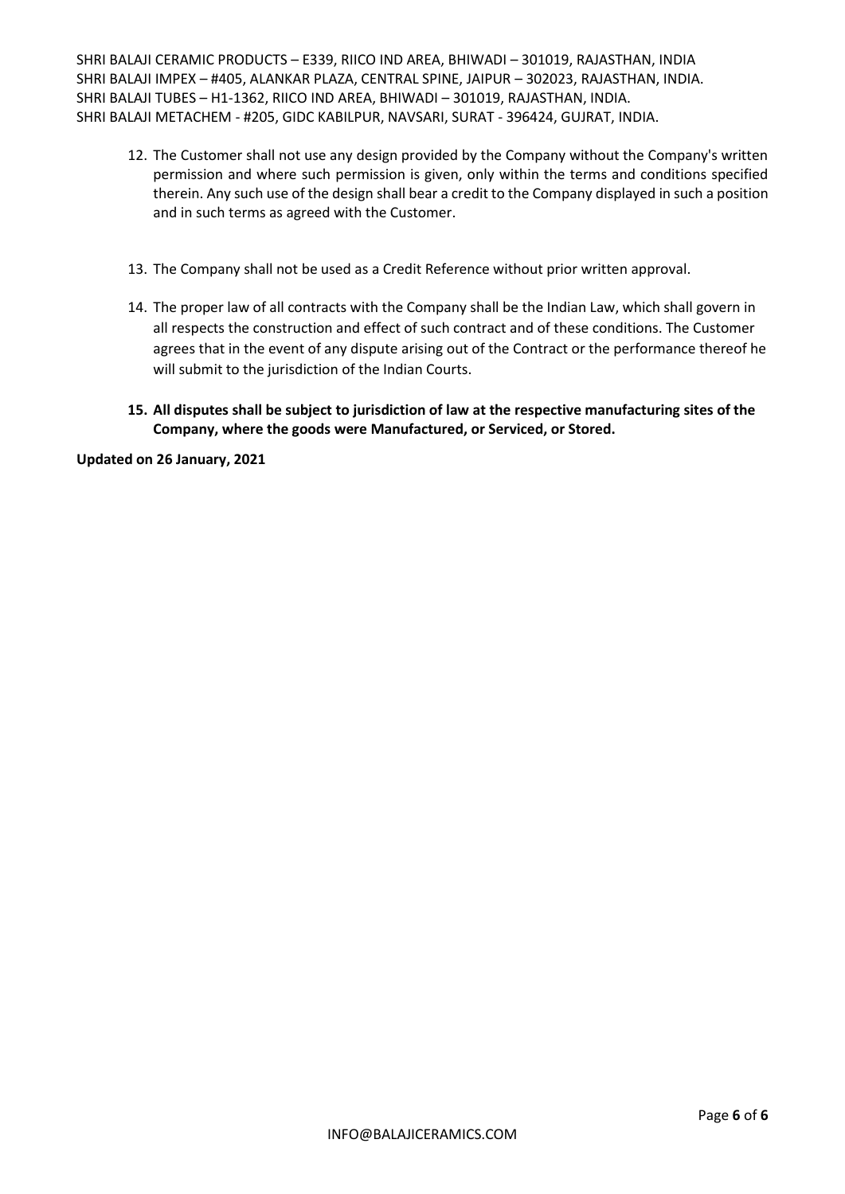12. The Customer shall not use any design provided by the Company without the Company's written permission and where such permission is given, only within the terms and conditions specified therein. Any such use of the design shall bear a credit to the Company displayed in such a position and in such terms as agreed with the Customer.

13. The Company shall not be used as a Credit Reference without prior written approval.

14. The proper law of all contracts with the Company shall be the Indian Law, which shall govern in all respects the construction and effect of such contract and of these conditions. The Customer agrees that in the event of any dispute arising out of the Contract or the performance thereof he will submit to the jurisdiction of the Indian Courts.

15. **All disputes shall be subject to jurisdiction of law at the respective manufacturing sites of the Company, where the goods were Manufactured, or Serviced, or Stored.**

**Updated on 26 January, 2021**